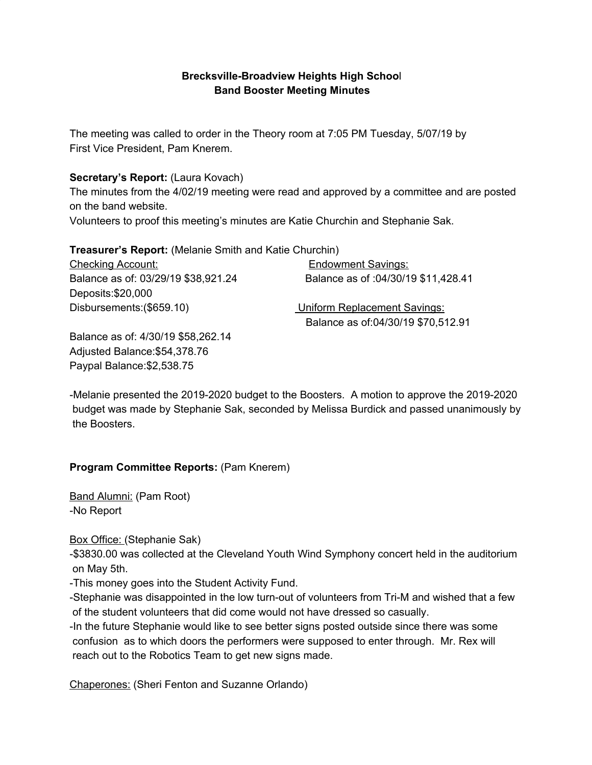**Brecksville-Broadview Heights High School**
**Band Booster Meeting Minutes**

The meeting was called to order in the Theory room at 7:05 PM Tuesday, 5/07/19 by First Vice President, Pam Knerem.

**Secretary's Report:** (Laura Kovach)
The minutes from the 4/02/19 meeting were read and approved by a committee and are posted on the band website.
Volunteers to proof this meeting's minutes are Katie Churchin and Stephanie Sak.

**Treasurer's Report:** (Melanie Smith and Katie Churchin)

<u>Checking Account:</u>
Balance as of: 03/29/19 $38,921.24
Deposits:$20,000
Disbursements:($659.10)

Balance as of: 4/30/19 $58,262.14
Adjusted Balance:$54,378.76
Paypal Balance:$2,538.75

<u>Endowment Savings:</u>
Balance as of :04/30/19 $11,428.41

<u>Uniform Replacement Savings:</u>
Balance as of:04/30/19 $70,512.91

-Melanie presented the 2019-2020 budget to the Boosters. A motion to approve the 2019-2020 budget was made by Stephanie Sak, seconded by Melissa Burdick and passed unanimously by the Boosters.

**Program Committee Reports:** (Pam Knerem)

<u>Band Alumni:</u> (Pam Root)
-No Report

<u>Box Office:</u> (Stephanie Sak)
-$3830.00 was collected at the Cleveland Youth Wind Symphony concert held in the auditorium on May 5th.
-This money goes into the Student Activity Fund.
-Stephanie was disappointed in the low turn-out of volunteers from Tri-M and wished that a few of the student volunteers that did come would not have dressed so casually.
-In the future Stephanie would like to see better signs posted outside since there was some confusion as to which doors the performers were supposed to enter through. Mr. Rex will reach out to the Robotics Team to get new signs made.

<u>Chaperones:</u> (Sheri Fenton and Suzanne Orlando)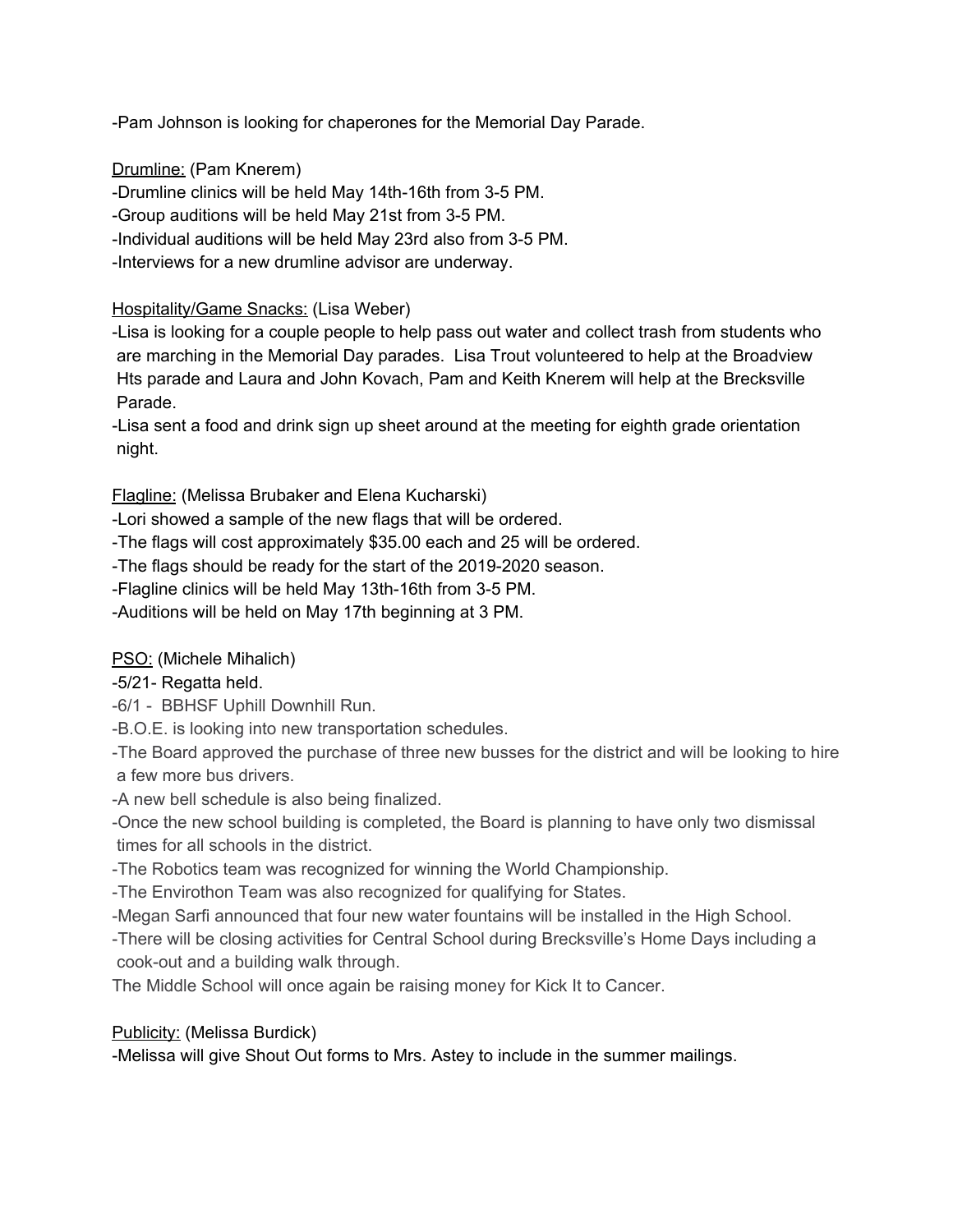-Pam Johnson is looking for chaperones for the Memorial Day Parade.

Drumline: (Pam Knerem)

-Drumline clinics will be held May 14th-16th from 3-5 PM.
-Group auditions will be held May 21st from 3-5 PM.
-Individual auditions will be held May 23rd also from 3-5 PM.
-Interviews for a new drumline advisor are underway.

Hospitality/Game Snacks: (Lisa Weber)

-Lisa is looking for a couple people to help pass out water and collect trash from students who are marching in the Memorial Day parades. Lisa Trout volunteered to help at the Broadview Hts parade and Laura and John Kovach, Pam and Keith Knerem will help at the Brecksville Parade.
-Lisa sent a food and drink sign up sheet around at the meeting for eighth grade orientation night.

Flagline: (Melissa Brubaker and Elena Kucharski)

-Lori showed a sample of the new flags that will be ordered.
-The flags will cost approximately $35.00 each and 25 will be ordered.
-The flags should be ready for the start of the 2019-2020 season.
-Flagline clinics will be held May 13th-16th from 3-5 PM.
-Auditions will be held on May 17th beginning at 3 PM.

PSO: (Michele Mihalich)

-5/21- Regatta held.
-6/1 - BBHSF Uphill Downhill Run.
-B.O.E. is looking into new transportation schedules.
-The Board approved the purchase of three new busses for the district and will be looking to hire a few more bus drivers.
-A new bell schedule is also being finalized.
-Once the new school building is completed, the Board is planning to have only two dismissal times for all schools in the district.
-The Robotics team was recognized for winning the World Championship.
-The Envirothon Team was also recognized for qualifying for States.
-Megan Sarfi announced that four new water fountains will be installed in the High School.
-There will be closing activities for Central School during Brecksville's Home Days including a cook-out and a building walk through.
The Middle School will once again be raising money for Kick It to Cancer.

Publicity: (Melissa Burdick)

-Melissa will give Shout Out forms to Mrs. Astey to include in the summer mailings.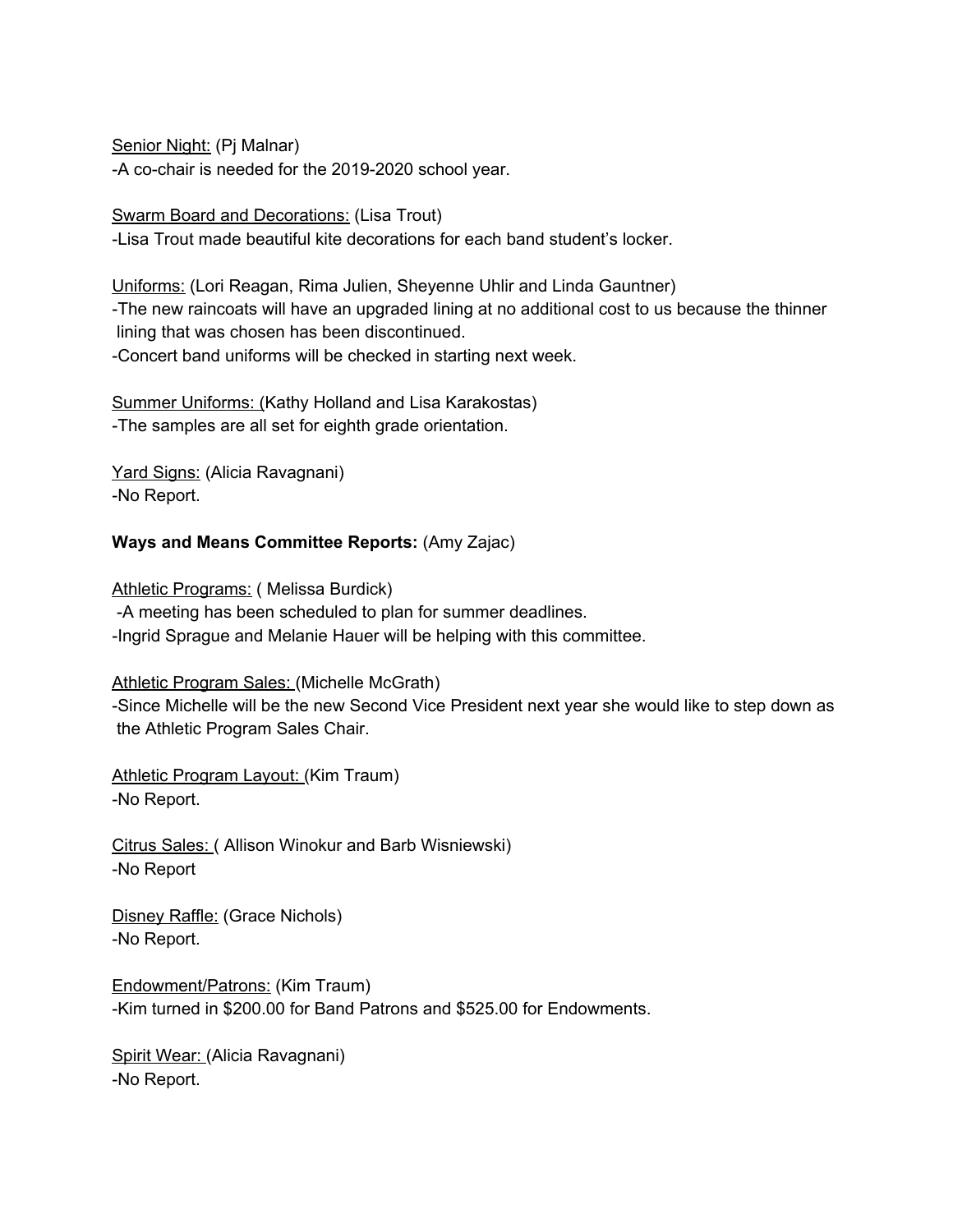Senior Night: (Pj Malnar)
-A co-chair is needed for the 2019-2020 school year.

Swarm Board and Decorations: (Lisa Trout)
-Lisa Trout made beautiful kite decorations for each band student's locker.

Uniforms: (Lori Reagan, Rima Julien, Sheyenne Uhlir and Linda Gauntner)
-The new raincoats will have an upgraded lining at no additional cost to us because the thinner lining that was chosen has been discontinued.
-Concert band uniforms will be checked in starting next week.

Summer Uniforms: (Kathy Holland and Lisa Karakostas)
-The samples are all set for eighth grade orientation.

Yard Signs: (Alicia Ravagnani)
-No Report.

**Ways and Means Committee Reports:** (Amy Zajac)

Athletic Programs: ( Melissa Burdick)
-A meeting has been scheduled to plan for summer deadlines.
-Ingrid Sprague and Melanie Hauer will be helping with this committee.

Athletic Program Sales: (Michelle McGrath)
-Since Michelle will be the new Second Vice President next year she would like to step down as the Athletic Program Sales Chair.

Athletic Program Layout: (Kim Traum)
-No Report.

Citrus Sales: ( Allison Winokur and Barb Wisniewski)
-No Report

Disney Raffle: (Grace Nichols)
-No Report.

Endowment/Patrons: (Kim Traum)
-Kim turned in $200.00 for Band Patrons and $525.00 for Endowments.

Spirit Wear: (Alicia Ravagnani)
-No Report.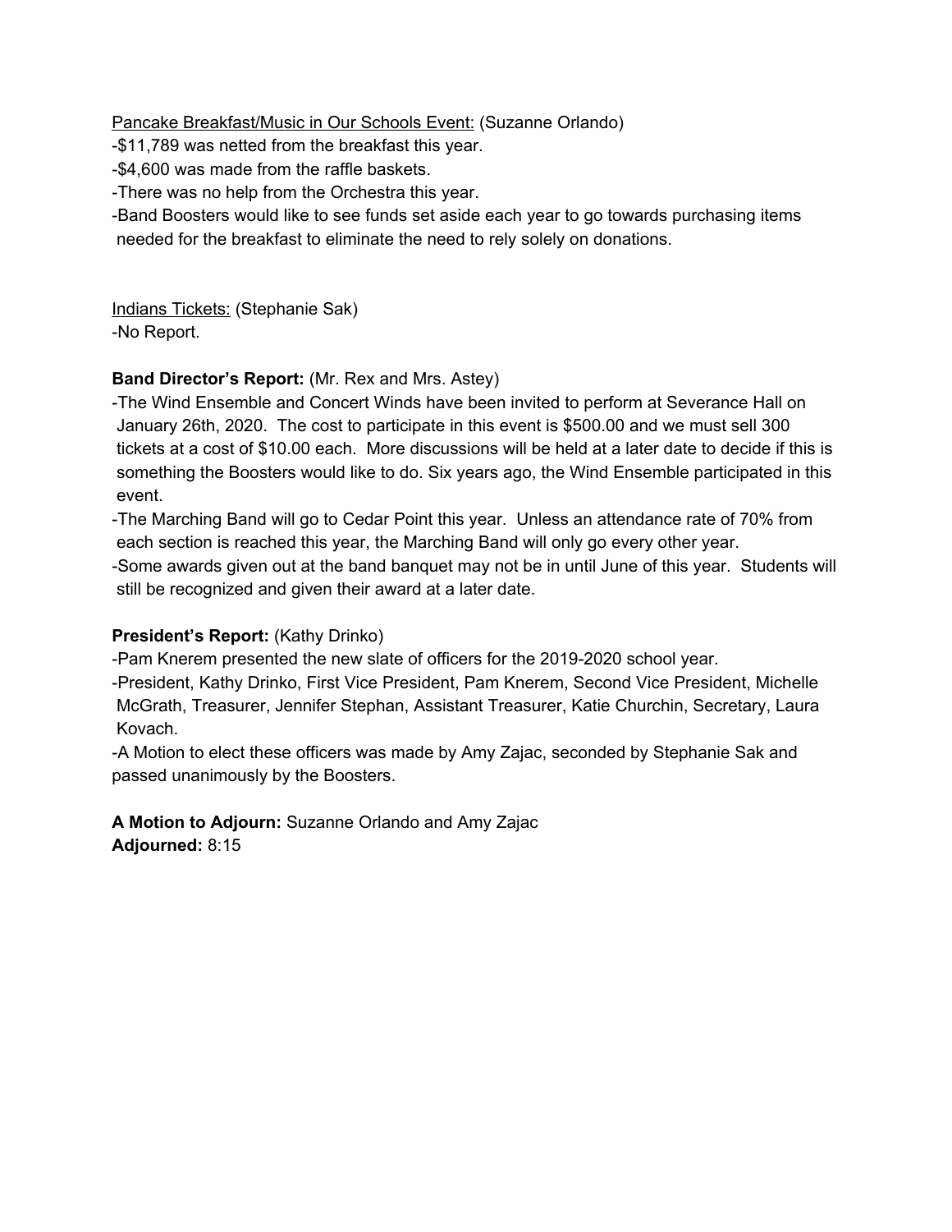<u>Pancake Breakfast/Music in Our Schools Event:</u> (Suzanne Orlando)
-$11,789 was netted from the breakfast this year.
-$4,600 was made from the raffle baskets.
-There was no help from the Orchestra this year.
-Band Boosters would like to see funds set aside each year to go towards purchasing items needed for the breakfast to eliminate the need to rely solely on donations.

<u>Indians Tickets:</u> (Stephanie Sak)
-No Report.

**Band Director's Report:** (Mr. Rex and Mrs. Astey)
-The Wind Ensemble and Concert Winds have been invited to perform at Severance Hall on January 26th, 2020. The cost to participate in this event is $500.00 and we must sell 300 tickets at a cost of $10.00 each. More discussions will be held at a later date to decide if this is something the Boosters would like to do. Six years ago, the Wind Ensemble participated in this event.
-The Marching Band will go to Cedar Point this year. Unless an attendance rate of 70% from each section is reached this year, the Marching Band will only go every other year.
-Some awards given out at the band banquet may not be in until June of this year. Students will still be recognized and given their award at a later date.

**President's Report:** (Kathy Drinko)
-Pam Knerem presented the new slate of officers for the 2019-2020 school year.
-President, Kathy Drinko, First Vice President, Pam Knerem, Second Vice President, Michelle McGrath, Treasurer, Jennifer Stephan, Assistant Treasurer, Katie Churchin, Secretary, Laura Kovach.
-A Motion to elect these officers was made by Amy Zajac, seconded by Stephanie Sak and passed unanimously by the Boosters.

**A Motion to Adjourn:** Suzanne Orlando and Amy Zajac
**Adjourned:** 8:15